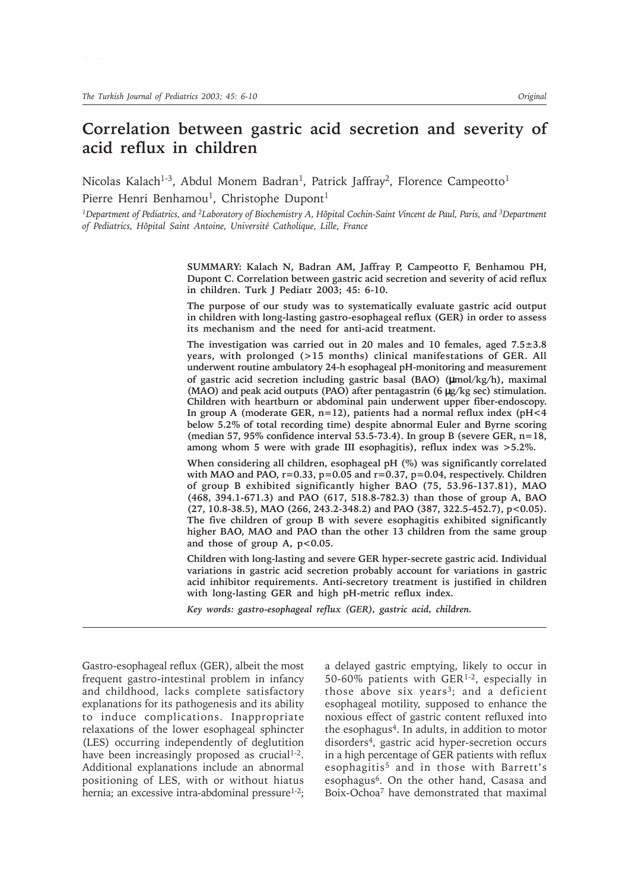# Correlation between gastric acid secretion and severity of acid reflux in children

Nicolas Kalach[1-3], Abdul Monem Badran[1], Patrick Jaffray[2], Florence Campeotto[1] Pierre Henri Benhamou[1], Christophe Dupont[1]

[1]*Department of Pediatrics, and* [2]*Laboratory of Biochemistry A, Hôpital Cochin-Saint Vincent de Paul, Paris, and* [3]*Department of Pediatrics, Hôpital Saint Antoine, Université Catholique, Lille, France*

**SUMMARY: Kalach N, Badran AM, Jaffray P, Campeotto F, Benhamou PH, Dupont C. Correlation between gastric acid secretion and severity of acid reflux in children. Turk J Pediatr 2003; 45: 6-10.**

**The purpose of our study was to systematically evaluate gastric acid output in children with long-lasting gastro-esophageal reflux (GER) in order to assess its mechanism and the need for anti-acid treatment.**

**The investigation was carried out in 20 males and 10 females, aged 7.5±3.8 years, with prolonged (>15 months) clinical manifestations of GER. All underwent routine ambulatory 24-h esophageal pH-monitoring and measurement of gastric acid secretion including gastric basal (BAO) (μmol/kg/h), maximal (MAO) and peak acid outputs (PAO) after pentagastrin (6 μg/kg sec) stimulation. Children with heartburn or abdominal pain underwent upper fiber-endoscopy. In group A (moderate GER, n=12), patients had a normal reflux index (pH<4 below 5.2% of total recording time) despite abnormal Euler and Byrne scoring (median 57, 95% confidence interval 53.5-73.4). In group B (severe GER, n=18, among whom 5 were with grade III esophagitis), reflux index was >5.2%.**

**When considering all children, esophageal pH (%) was significantly correlated with MAO and PAO, $r=0.33$, $p=0.05$ and $r=0.37$, $p=0.04$, respectively. Children of group B exhibited significantly higher BAO (75, 53.96-137.81), MAO (468, 394.1-671.3) and PAO (617, 518.8-782.3) than those of group A, BAO (27, 10.8-38.5), MAO (266, 243.2-348.2) and PAO (387, 322.5-452.7), $p<0.05$). The five children of group B with severe esophagitis exhibited significantly higher BAO, MAO and PAO than the other 13 children from the same group and those of group A, $p<0.05$.**

**Children with long-lasting and severe GER hyper-secrete gastric acid. Individual variations in gastric acid secretion probably account for variations in gastric acid inhibitor requirements. Anti-secretory treatment is justified in children with long-lasting GER and high pH-metric reflux index.**

***Key words: gastro-esophageal reflux (GER), gastric acid, children.***

Gastro-esophageal reflux (GER), albeit the most frequent gastro-intestinal problem in infancy and childhood, lacks complete satisfactory explanations for its pathogenesis and its ability to induce complications. Inappropriate relaxations of the lower esophageal sphincter (LES) occurring independently of deglutition have been increasingly proposed as crucial[1-2]. Additional explanations include an abnormal positioning of LES, with or without hiatus hernia; an excessive intra-abdominal pressure[1-2]; a delayed gastric emptying, likely to occur in 50-60% patients with GER[1-2], especially in those above six years[3]; and a deficient esophageal motility, supposed to enhance the noxious effect of gastric content refluxed into the esophagus[4]. In adults, in addition to motor disorders[4], gastric acid hyper-secretion occurs in a high percentage of GER patients with reflux esophagitis[5] and in those with Barrett's esophagus[6]. On the other hand, Casasa and Boix-Ochoa[7] have demonstrated that maximal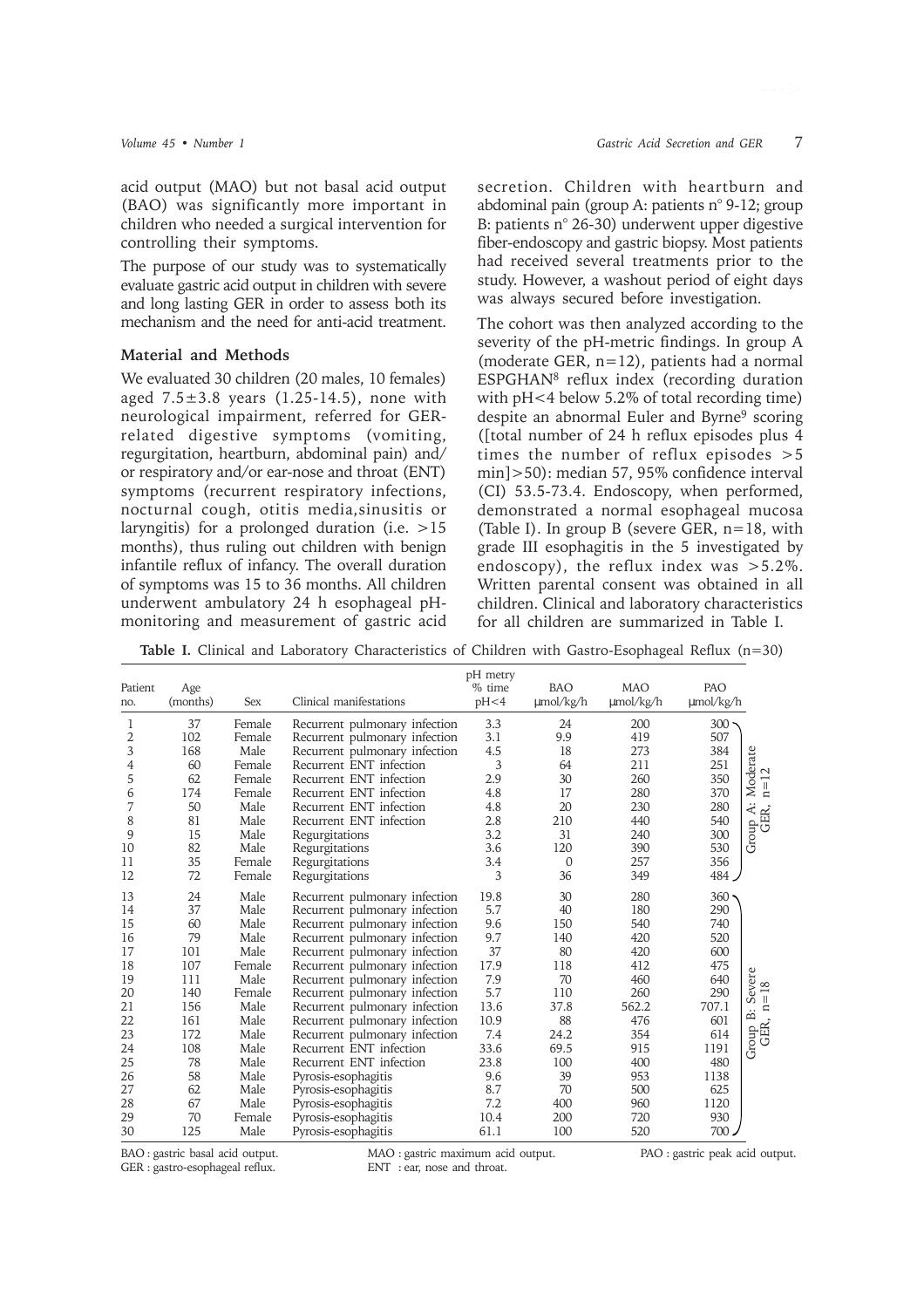acid output (MAO) but not basal acid output (BAO) was significantly more important in children who needed a surgical intervention for controlling their symptoms.

The purpose of our study was to systematically evaluate gastric acid output in children with severe and long lasting GER in order to assess both its mechanism and the need for anti-acid treatment.

### Material and Methods

We evaluated 30 children (20 males, 10 females) aged 7.5±3.8 years (1.25-14.5), none with neurological impairment, referred for GER-related digestive symptoms (vomiting, regurgitation, heartburn, abdominal pain) and/or respiratory and/or ear-nose and throat (ENT) symptoms (recurrent respiratory infections, nocturnal cough, otitis media,sinusitis or laryngitis) for a prolonged duration (i.e. >15 months), thus ruling out children with benign infantile reflux of infancy. The overall duration of symptoms was 15 to 36 months. All children underwent ambulatory 24 h esophageal pH-monitoring and measurement of gastric acid secretion. Children with heartburn and abdominal pain (group A: patients n° 9-12; group B: patients n° 26-30) underwent upper digestive fiber-endoscopy and gastric biopsy. Most patients had received several treatments prior to the study. However, a washout period of eight days was always secured before investigation.

The cohort was then analyzed according to the severity of the pH-metric findings. In group A (moderate GER, n=12), patients had a normal ESPGHAN[8] reflux index (recording duration with pH<4 below 5.2% of total recording time) despite an abnormal Euler and Byrne[9] scoring ([total number of 24 h reflux episodes plus 4 times the number of reflux episodes >5 min]>50): median 57, 95% confidence interval (CI) 53.5-73.4. Endoscopy, when performed, demonstrated a normal esophageal mucosa (Table I). In group B (severe GER, n=18, with grade III esophagitis in the 5 investigated by endoscopy), the reflux index was >5.2%. Written parental consent was obtained in all children. Clinical and laboratory characteristics for all children are summarized in Table I.

**Table I.** Clinical and Laboratory Characteristics of Children with Gastro-Esophageal Reflux (n=30)

| Patient no. | Age (months) | Sex | Clinical manifestations | pH metry % time pH<4 | BAO µmol/kg/h | MAO µmol/kg/h | PAO µmol/kg/h | |
|---|---|---|---|---|---|---|---|---|
| 1 | 37 | Female | Recurrent pulmonary infection | 3.3 | 24 | 200 | 300 | Group A: Moderate GER, n=12 |
| 2 | 102 | Female | Recurrent pulmonary infection | 3.1 | 9.9 | 419 | 507 | |
| 3 | 168 | Male | Recurrent pulmonary infection | 4.5 | 18 | 273 | 384 | |
| 4 | 60 | Female | Recurrent ENT infection | 3 | 64 | 211 | 251 | |
| 5 | 62 | Female | Recurrent ENT infection | 2.9 | 30 | 260 | 350 | |
| 6 | 174 | Female | Recurrent ENT infection | 4.8 | 17 | 280 | 370 | |
| 7 | 50 | Male | Recurrent ENT infection | 4.8 | 20 | 230 | 280 | |
| 8 | 81 | Male | Recurrent ENT infection | 2.8 | 210 | 440 | 540 | |
| 9 | 15 | Male | Regurgitations | 3.2 | 31 | 240 | 300 | |
| 10 | 82 | Male | Regurgitations | 3.6 | 120 | 390 | 530 | |
| 11 | 35 | Female | Regurgitations | 3.4 | 0 | 257 | 356 | |
| 12 | 72 | Female | Regurgitations | 3 | 36 | 349 | 484 | |
| 13 | 24 | Male | Recurrent pulmonary infection | 19.8 | 30 | 280 | 360 | Group B: Severe GER, n=18 |
| 14 | 37 | Male | Recurrent pulmonary infection | 5.7 | 40 | 180 | 290 | |
| 15 | 60 | Male | Recurrent pulmonary infection | 9.6 | 150 | 540 | 740 | |
| 16 | 79 | Male | Recurrent pulmonary infection | 9.7 | 140 | 420 | 520 | |
| 17 | 101 | Male | Recurrent pulmonary infection | 37 | 80 | 420 | 600 | |
| 18 | 107 | Female | Recurrent pulmonary infection | 17.9 | 118 | 412 | 475 | |
| 19 | 111 | Male | Recurrent pulmonary infection | 7.9 | 70 | 460 | 640 | |
| 20 | 140 | Female | Recurrent pulmonary infection | 5.7 | 110 | 260 | 290 | |
| 21 | 156 | Male | Recurrent pulmonary infection | 13.6 | 37.8 | 562.2 | 707.1 | |
| 22 | 161 | Male | Recurrent pulmonary infection | 10.9 | 88 | 476 | 601 | |
| 23 | 172 | Male | Recurrent pulmonary infection | 7.4 | 24.2 | 354 | 614 | |
| 24 | 108 | Male | Recurrent ENT infection | 33.6 | 69.5 | 915 | 1191 | |
| 25 | 78 | Male | Recurrent ENT infection | 23.8 | 100 | 400 | 480 | |
| 26 | 58 | Male | Pyrosis-esophagitis | 9.6 | 39 | 953 | 1138 | |
| 27 | 62 | Male | Pyrosis-esophagitis | 8.7 | 70 | 500 | 625 | |
| 28 | 67 | Male | Pyrosis-esophagitis | 7.2 | 400 | 960 | 1120 | |
| 29 | 70 | Female | Pyrosis-esophagitis | 10.4 | 200 | 720 | 930 | |
| 30 | 125 | Male | Pyrosis-esophagitis | 61.1 | 100 | 520 | 700 | |

BAO : gastric basal acid output. MAO : gastric maximum acid output. PAO : gastric peak acid output.
GER : gastro-esophageal reflux. ENT : ear, nose and throat.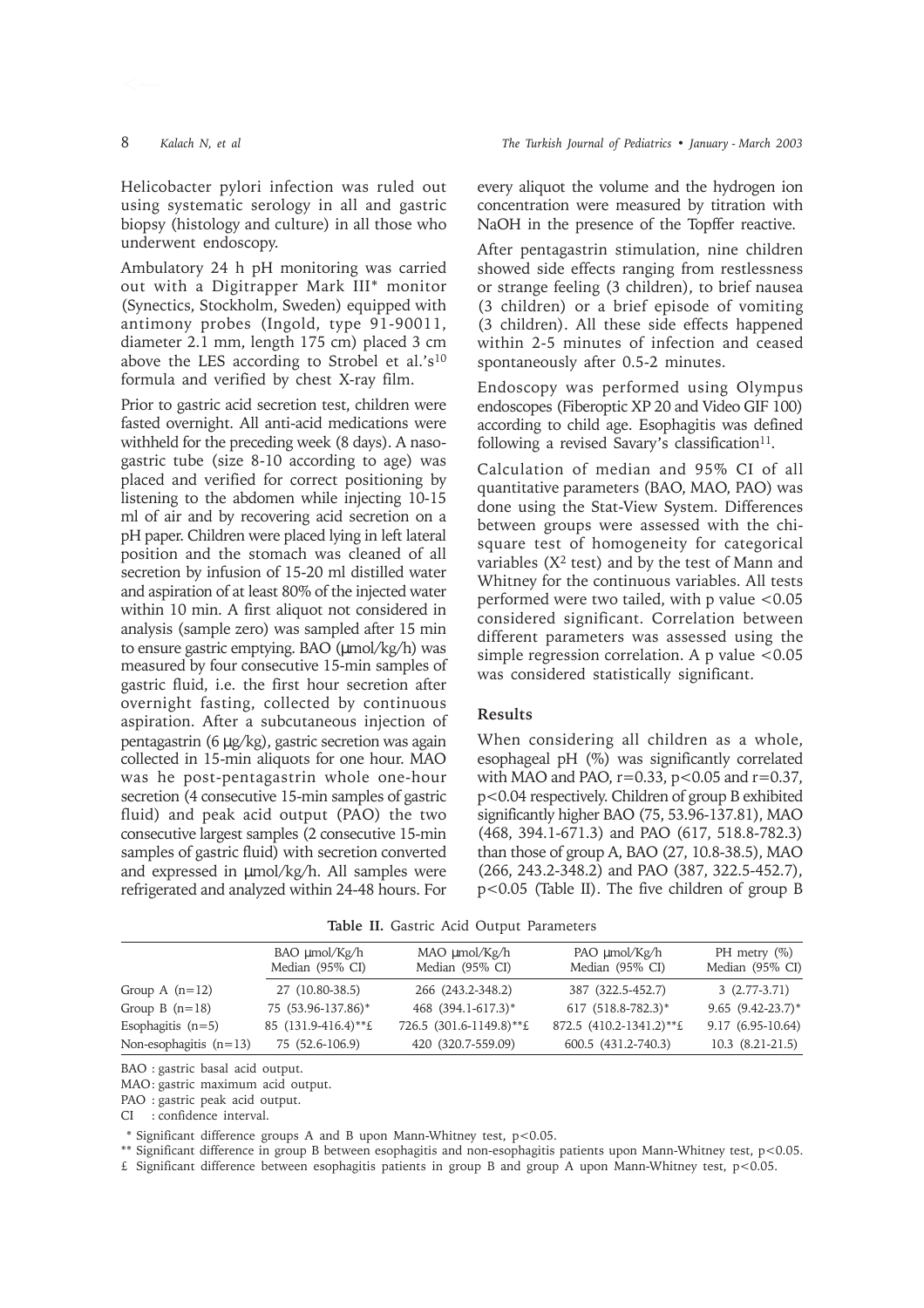Helicobacter pylori infection was ruled out using systematic serology in all and gastric biopsy (histology and culture) in all those who underwent endoscopy.

Ambulatory 24 h pH monitoring was carried out with a Digitrapper Mark III* monitor (Synectics, Stockholm, Sweden) equipped with antimony probes (Ingold, type 91-90011, diameter 2.1 mm, length 175 cm) placed 3 cm above the LES according to Strobel et al.'s[10] formula and verified by chest X-ray film.

Prior to gastric acid secretion test, children were fasted overnight. All anti-acid medications were withheld for the preceding week (8 days). A naso-gastric tube (size 8-10 according to age) was placed and verified for correct positioning by listening to the abdomen while injecting 10-15 ml of air and by recovering acid secretion on a pH paper. Children were placed lying in left lateral position and the stomach was cleaned of all secretion by infusion of 15-20 ml distilled water and aspiration of at least 80% of the injected water within 10 min. A first aliquot not considered in analysis (sample zero) was sampled after 15 min to ensure gastric emptying. BAO (μmol/kg/h) was measured by four consecutive 15-min samples of gastric fluid, i.e. the first hour secretion after overnight fasting, collected by continuous aspiration. After a subcutaneous injection of pentagastrin (6 μg/kg), gastric secretion was again collected in 15-min aliquots for one hour. MAO was he post-pentagastrin whole one-hour secretion (4 consecutive 15-min samples of gastric fluid) and peak acid output (PAO) the two consecutive largest samples (2 consecutive 15-min samples of gastric fluid) with secretion converted and expressed in μmol/kg/h. All samples were refrigerated and analyzed within 24-48 hours. For every aliquot the volume and the hydrogen ion concentration were measured by titration with NaOH in the presence of the Topffer reactive.

After pentagastrin stimulation, nine children showed side effects ranging from restlessness or strange feeling (3 children), to brief nausea (3 children) or a brief episode of vomiting (3 children). All these side effects happened within 2-5 minutes of infection and ceased spontaneously after 0.5-2 minutes.

Endoscopy was performed using Olympus endoscopes (Fiberoptic XP 20 and Video GIF 100) according to child age. Esophagitis was defined following a revised Savary's classification[11].

Calculation of median and 95% CI of all quantitative parameters (BAO, MAO, PAO) was done using the Stat-View System. Differences between groups were assessed with the chi-square test of homogeneity for categorical variables ($X^2$ test) and by the test of Mann and Whitney for the continuous variables. All tests performed were two tailed, with p value $<0.05$ considered significant. Correlation between different parameters was assessed using the simple regression correlation. A p value $<0.05$ was considered statistically significant.

## Results

When considering all children as a whole, esophageal pH (%) was significantly correlated with MAO and PAO, $r=0.33$, $p<0.05$ and $r=0.37$, $p<0.04$ respectively. Children of group B exhibited significantly higher BAO (75, 53.96-137.81), MAO (468, 394.1-671.3) and PAO (617, 518.8-782.3) than those of group A, BAO (27, 10.8-38.5), MAO (266, 243.2-348.2) and PAO (387, 322.5-452.7), $p<0.05$ (Table II). The five children of group B

**Table II.** Gastric Acid Output Parameters

| | BAO μmol/Kg/h Median (95% CI) | MAO μmol/Kg/h Median (95% CI) | PAO μmol/Kg/h Median (95% CI) | PH metry (%) Median (95% CI) |
|---|---|---|---|---|
| Group A (n=12) | 27 (10.80-38.5) | 266 (243.2-348.2) | 387 (322.5-452.7) | 3 (2.77-3.71) |
| Group B (n=18) | 75 (53.96-137.86)* | 468 (394.1-617.3)* | 617 (518.8-782.3)* | 9.65 (9.42-23.7)* |
| Esophagitis (n=5) | 85 (131.9-416.4)**£ | 726.5 (301.6-1149.8)**£ | 872.5 (410.2-1341.2)**£ | 9.17 (6.95-10.64) |
| Non-esophagitis (n=13) | 75 (52.6-106.9) | 420 (320.7-559.09) | 600.5 (431.2-740.3) | 10.3 (8.21-21.5) |

BAO : gastric basal acid output.

MAO: gastric maximum acid output.

PAO : gastric peak acid output.

CI : confidence interval.

\* Significant difference groups A and B upon Mann-Whitney test, $p<0.05$.

** Significant difference in group B between esophagitis and non-esophagitis patients upon Mann-Whitney test, $p<0.05$.

£ Significant difference between esophagitis patients in group B and group A upon Mann-Whitney test, $p<0.05$.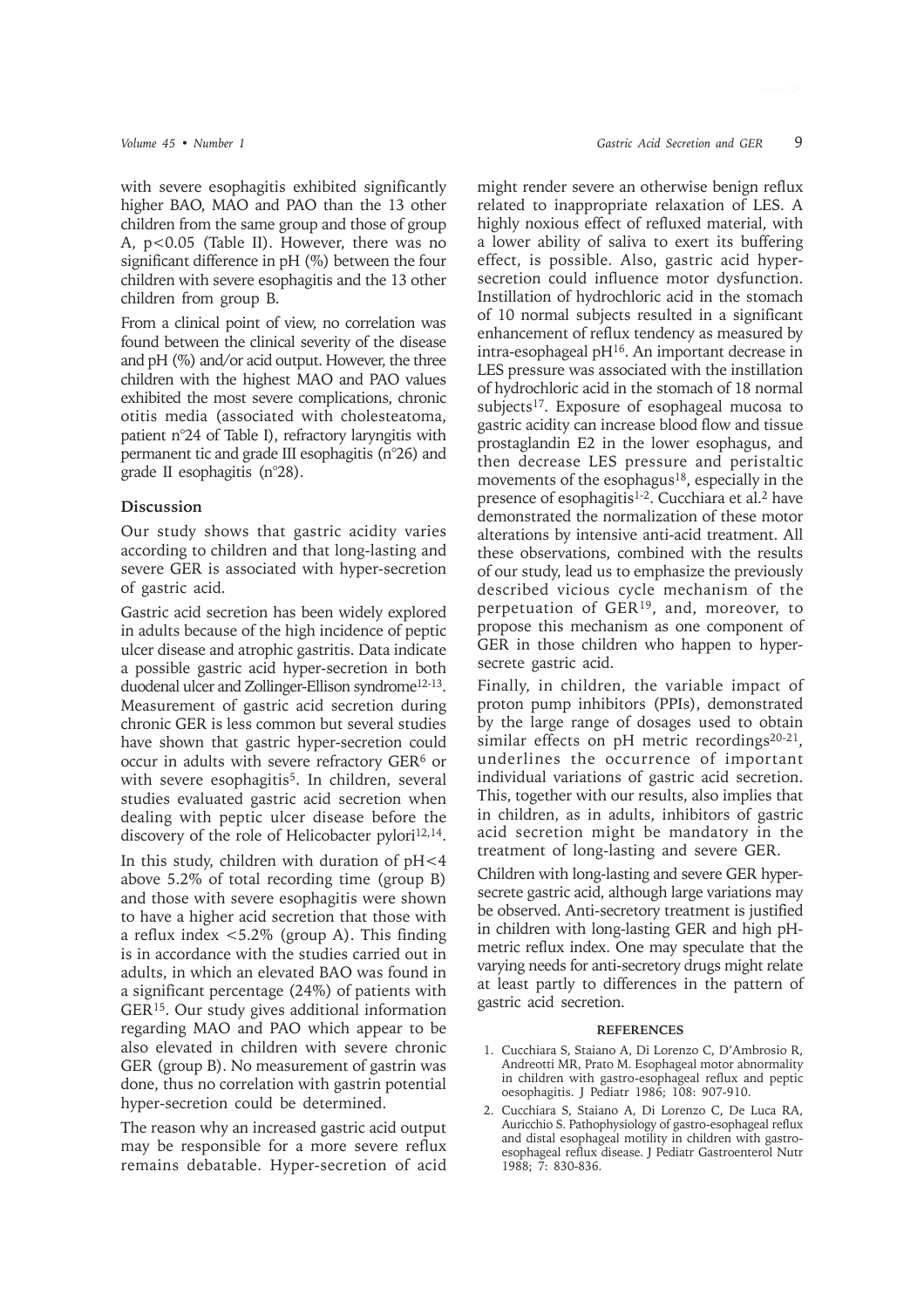with severe esophagitis exhibited significantly higher BAO, MAO and PAO than the 13 other children from the same group and those of group A, $p<0.05$ (Table II). However, there was no significant difference in pH (%) between the four children with severe esophagitis and the 13 other children from group B.

From a clinical point of view, no correlation was found between the clinical severity of the disease and pH (%) and/or acid output. However, the three children with the highest MAO and PAO values exhibited the most severe complications, chronic otitis media (associated with cholesteatoma, patient n°24 of Table I), refractory laryngitis with permanent tic and grade III esophagitis (n°26) and grade II esophagitis (n°28).

## Discussion

Our study shows that gastric acidity varies according to children and that long-lasting and severe GER is associated with hyper-secretion of gastric acid.

Gastric acid secretion has been widely explored in adults because of the high incidence of peptic ulcer disease and atrophic gastritis. Data indicate a possible gastric acid hyper-secretion in both duodenal ulcer and Zollinger-Ellison syndrome[12-13]. Measurement of gastric acid secretion during chronic GER is less common but several studies have shown that gastric hyper-secretion could occur in adults with severe refractory GER[6] or with severe esophagitis[5]. In children, several studies evaluated gastric acid secretion when dealing with peptic ulcer disease before the discovery of the role of Helicobacter pylori[12,14].

In this study, children with duration of $pH<4$ above 5.2% of total recording time (group B) and those with severe esophagitis were shown to have a higher acid secretion that those with a reflux index $<5.2\%$ (group A). This finding is in accordance with the studies carried out in adults, in which an elevated BAO was found in a significant percentage (24%) of patients with GER[15]. Our study gives additional information regarding MAO and PAO which appear to be also elevated in children with severe chronic GER (group B). No measurement of gastrin was done, thus no correlation with gastrin potential hyper-secretion could be determined.

The reason why an increased gastric acid output may be responsible for a more severe reflux remains debatable. Hyper-secretion of acid might render severe an otherwise benign reflux related to inappropriate relaxation of LES. A highly noxious effect of refluxed material, with a lower ability of saliva to exert its buffering effect, is possible. Also, gastric acid hyper-secretion could influence motor dysfunction. Instillation of hydrochloric acid in the stomach of 10 normal subjects resulted in a significant enhancement of reflux tendency as measured by intra-esophageal pH[16]. An important decrease in LES pressure was associated with the instillation of hydrochloric acid in the stomach of 18 normal subjects[17]. Exposure of esophageal mucosa to gastric acidity can increase blood flow and tissue prostaglandin E2 in the lower esophagus, and then decrease LES pressure and peristaltic movements of the esophagus[18], especially in the presence of esophagitis[1-2]. Cucchiara et al.[2] have demonstrated the normalization of these motor alterations by intensive anti-acid treatment. All these observations, combined with the results of our study, lead us to emphasize the previously described vicious cycle mechanism of the perpetuation of GER[19], and, moreover, to propose this mechanism as one component of GER in those children who happen to hyper-secrete gastric acid.

Finally, in children, the variable impact of proton pump inhibitors (PPIs), demonstrated by the large range of dosages used to obtain similar effects on pH metric recordings[20-21], underlines the occurrence of important individual variations of gastric acid secretion. This, together with our results, also implies that in children, as in adults, inhibitors of gastric acid secretion might be mandatory in the treatment of long-lasting and severe GER.

Children with long-lasting and severe GER hyper-secrete gastric acid, although large variations may be observed. Anti-secretory treatment is justified in children with long-lasting GER and high pH-metric reflux index. One may speculate that the varying needs for anti-secretory drugs might relate at least partly to differences in the pattern of gastric acid secretion.

### REFERENCES

1. Cucchiara S, Staiano A, Di Lorenzo C, D'Ambrosio R, Andreotti MR, Prato M. Esophageal motor abnormality in children with gastro-esophageal reflux and peptic oesophagitis. J Pediatr 1986; 108: 907-910.
2. Cucchiara S, Staiano A, Di Lorenzo C, De Luca RA, Auricchio S. Pathophysiology of gastro-esophageal reflux and distal esophageal motility in children with gastro-esophageal reflux disease. J Pediatr Gastroenterol Nutr 1988; 7: 830-836.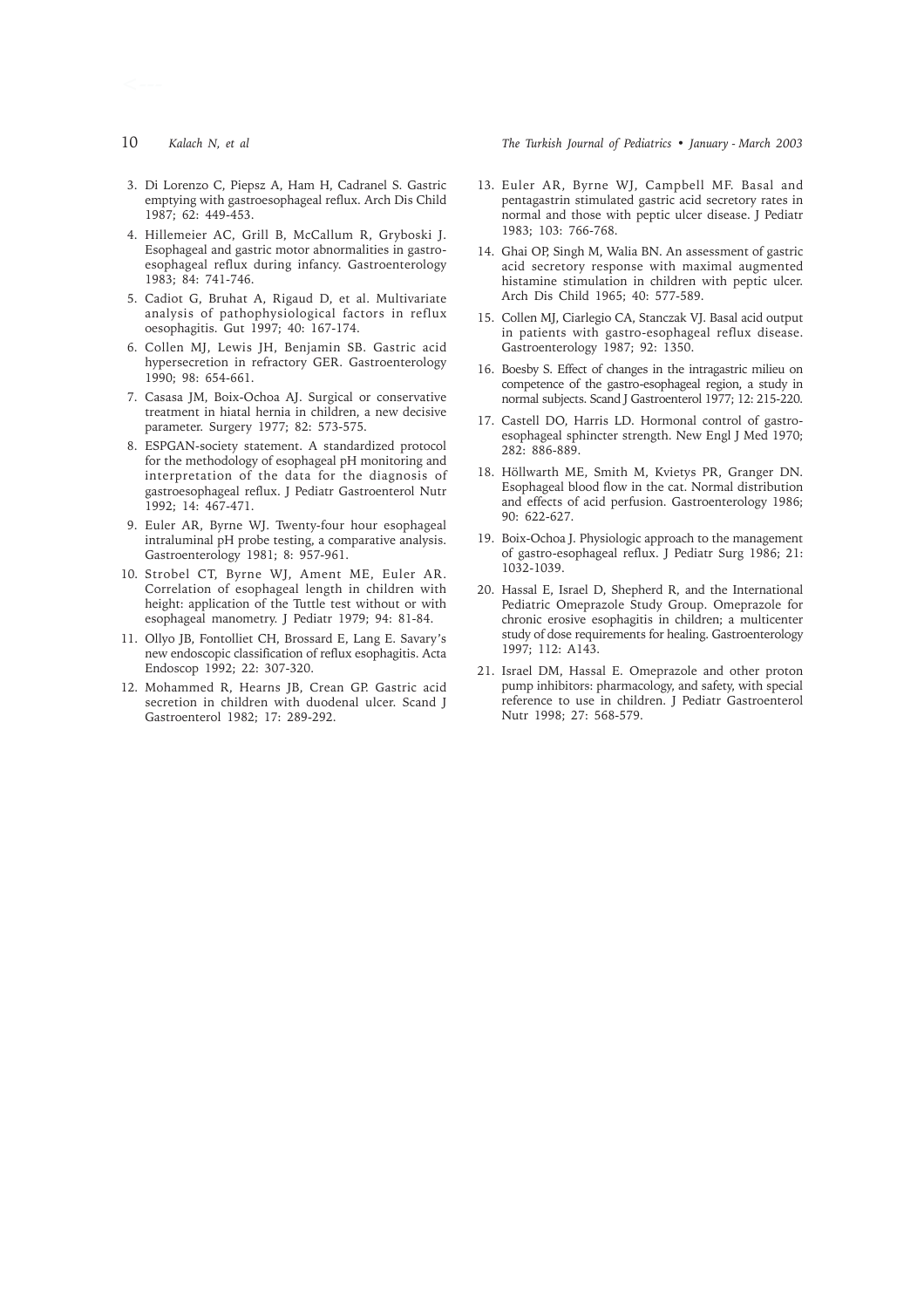3. Di Lorenzo C, Piepsz A, Ham H, Cadranel S. Gastric emptying with gastroesophageal reflux. Arch Dis Child 1987; 62: 449-453.
4. Hillemeier AC, Grill B, McCallum R, Gryboski J. Esophageal and gastric motor abnormalities in gastroesophageal reflux during infancy. Gastroenterology 1983; 84: 741-746.
5. Cadiot G, Bruhat A, Rigaud D, et al. Multivariate analysis of pathophysiological factors in reflux oesophagitis. Gut 1997; 40: 167-174.
6. Collen MJ, Lewis JH, Benjamin SB. Gastric acid hypersecretion in refractory GER. Gastroenterology 1990; 98: 654-661.
7. Casasa JM, Boix-Ochoa AJ. Surgical or conservative treatment in hiatal hernia in children, a new decisive parameter. Surgery 1977; 82: 573-575.
8. ESPGAN-society statement. A standardized protocol for the methodology of esophageal pH monitoring and interpretation of the data for the diagnosis of gastroesophageal reflux. J Pediatr Gastroenterol Nutr 1992; 14: 467-471.
9. Euler AR, Byrne WJ. Twenty-four hour esophageal intraluminal pH probe testing, a comparative analysis. Gastroenterology 1981; 8: 957-961.
10. Strobel CT, Byrne WJ, Ament ME, Euler AR. Correlation of esophageal length in children with height: application of the Tuttle test without or with esophageal manometry. J Pediatr 1979; 94: 81-84.
11. Ollyo JB, Fontolliet CH, Brossard E, Lang E. Savary's new endoscopic classification of reflux esophagitis. Acta Endoscop 1992; 22: 307-320.
12. Mohammed R, Hearns JB, Crean GP. Gastric acid secretion in children with duodenal ulcer. Scand J Gastroenterol 1982; 17: 289-292.
13. Euler AR, Byrne WJ, Campbell MF. Basal and pentagastrin stimulated gastric acid secretory rates in normal and those with peptic ulcer disease. J Pediatr 1983; 103: 766-768.
14. Ghai OP, Singh M, Walia BN. An assessment of gastric acid secretory response with maximal augmented histamine stimulation in children with peptic ulcer. Arch Dis Child 1965; 40: 577-589.
15. Collen MJ, Ciarlegio CA, Stanczak VJ. Basal acid output in patients with gastro-esophageal reflux disease. Gastroenterology 1987; 92: 1350.
16. Boesby S. Effect of changes in the intragastric milieu on competence of the gastro-esophageal region, a study in normal subjects. Scand J Gastroenterol 1977; 12: 215-220.
17. Castell DO, Harris LD. Hormonal control of gastro-esophageal sphincter strength. New Engl J Med 1970; 282: 886-889.
18. Höllwarth ME, Smith M, Kvietys PR, Granger DN. Esophageal blood flow in the cat. Normal distribution and effects of acid perfusion. Gastroenterology 1986; 90: 622-627.
19. Boix-Ochoa J. Physiologic approach to the management of gastro-esophageal reflux. J Pediatr Surg 1986; 21: 1032-1039.
20. Hassal E, Israel D, Shepherd R, and the International Pediatric Omeprazole Study Group. Omeprazole for chronic erosive esophagitis in children; a multicenter study of dose requirements for healing. Gastroenterology 1997; 112: A143.
21. Israel DM, Hassal E. Omeprazole and other proton pump inhibitors: pharmacology, and safety, with special reference to use in children. J Pediatr Gastroenterol Nutr 1998; 27: 568-579.